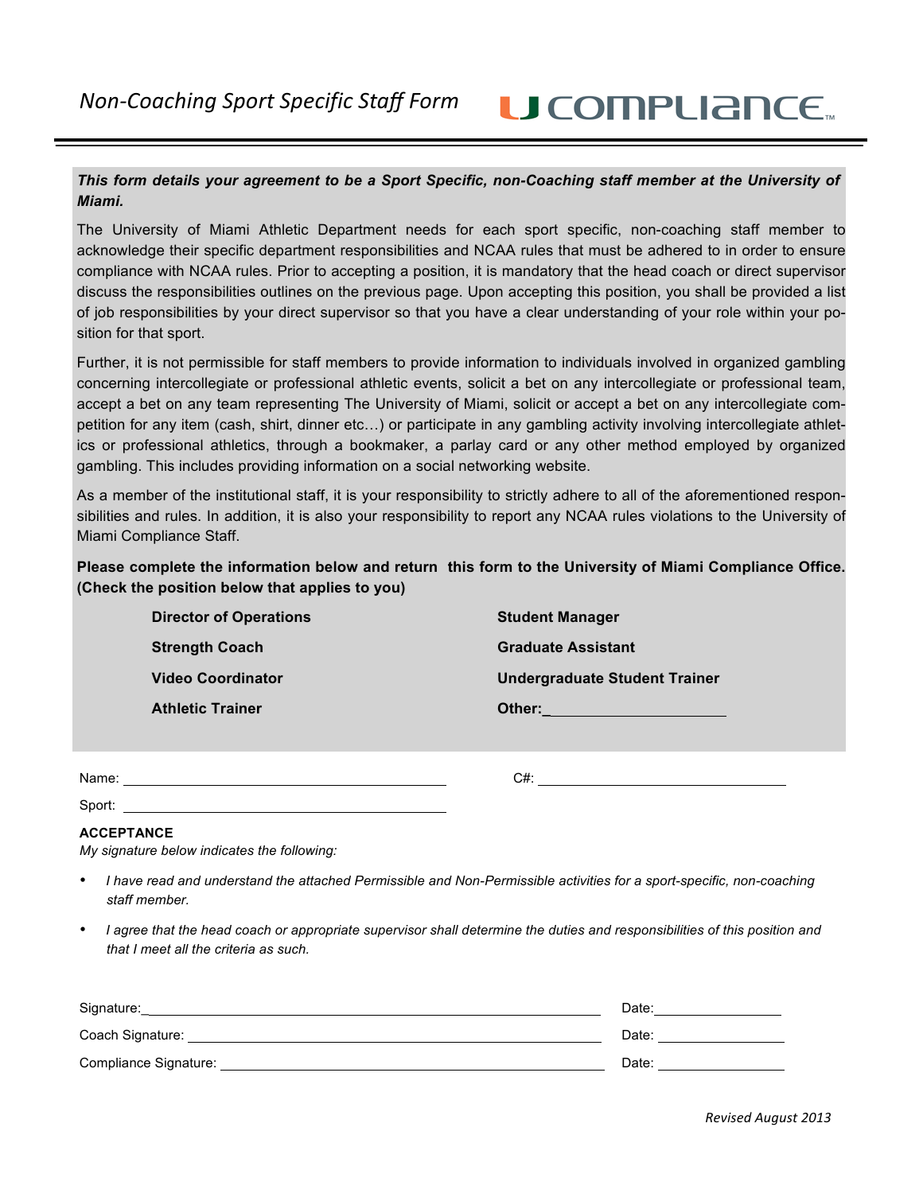# Non-Coaching Sport Specific Staff Form

U COMPLIANCE™

***This form details your agreement to be a Sport Specific, non-Coaching staff member at the University of Miami.***

The University of Miami Athletic Department needs for each sport specific, non-coaching staff member to acknowledge their specific department responsibilities and NCAA rules that must be adhered to in order to ensure compliance with NCAA rules. Prior to accepting a position, it is mandatory that the head coach or direct supervisor discuss the responsibilities outlines on the previous page. Upon accepting this position, you shall be provided a list of job responsibilities by your direct supervisor so that you have a clear understanding of your role within your position for that sport.

Further, it is not permissible for staff members to provide information to individuals involved in organized gambling concerning intercollegiate or professional athletic events, solicit a bet on any intercollegiate or professional team, accept a bet on any team representing The University of Miami, solicit or accept a bet on any intercollegiate competition for any item (cash, shirt, dinner etc…) or participate in any gambling activity involving intercollegiate athletics or professional athletics, through a bookmaker, a parlay card or any other method employed by organized gambling. This includes providing information on a social networking website.

As a member of the institutional staff, it is your responsibility to strictly adhere to all of the aforementioned responsibilities and rules. In addition, it is also your responsibility to report any NCAA rules violations to the University of Miami Compliance Staff.

**Please complete the information below and return this form to the University of Miami Compliance Office. (Check the position below that applies to you)**

| | |
|---|---|
| **Director of Operations** | **Student Manager** |
| **Strength Coach** | **Graduate Assistant** |
| **Video Coordinator** | **Undergraduate Student Trainer** |
| **Athletic Trainer** | **Other:** ____________________ |

Name: ________________________________________ C#: ______________________________

Sport: ________________________________________

**ACCEPTANCE**

*My signature below indicates the following:*

- *I have read and understand the attached Permissible and Non-Permissible activities for a sport-specific, non-coaching staff member.*
- *I agree that the head coach or appropriate supervisor shall determine the duties and responsibilities of this position and that I meet all the criteria as such.*

Signature: ____________________________________________________ Date: _______________

Coach Signature: ______________________________________________ Date: _______________

Compliance Signature: _________________________________________ Date: _______________

*Revised August 2013*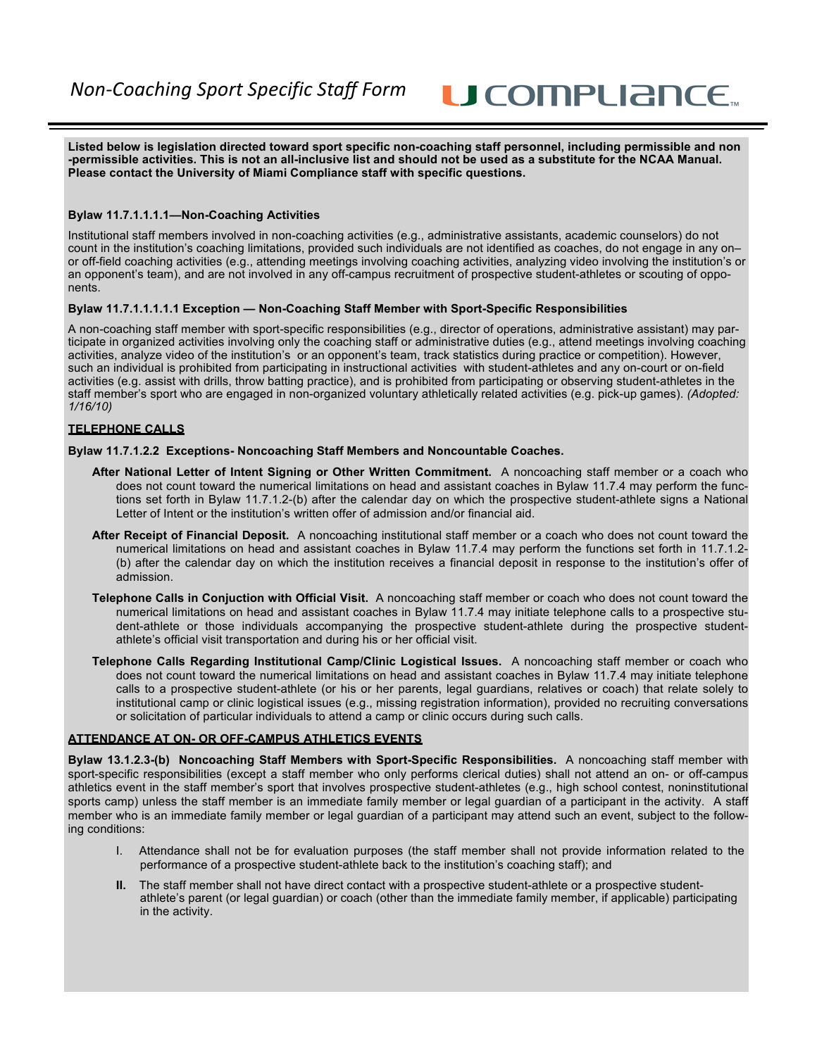# Non-Coaching Sport Specific Staff Form

**Listed below is legislation directed toward sport specific non-coaching staff personnel, including permissible and non-permissible activities. This is not an all-inclusive list and should not be used as a substitute for the NCAA Manual. Please contact the University of Miami Compliance staff with specific questions.**

**Bylaw 11.7.1.1.1.1—Non-Coaching Activities**

Institutional staff members involved in non-coaching activities (e.g., administrative assistants, academic counselors) do not count in the institution's coaching limitations, provided such individuals are not identified as coaches, do not engage in any on– or off-field coaching activities (e.g., attending meetings involving coaching activities, analyzing video involving the institution's or an opponent's team), and are not involved in any off-campus recruitment of prospective student-athletes or scouting of opponents.

**Bylaw 11.7.1.1.1.1.1 Exception — Non-Coaching Staff Member with Sport-Specific Responsibilities**

A non-coaching staff member with sport-specific responsibilities (e.g., director of operations, administrative assistant) may participate in organized activities involving only the coaching staff or administrative duties (e.g., attend meetings involving coaching activities, analyze video of the institution's or an opponent's team, track statistics during practice or competition). However, such an individual is prohibited from participating in instructional activities with student-athletes and any on-court or on-field activities (e.g. assist with drills, throw batting practice), and is prohibited from participating or observing student-athletes in the staff member's sport who are engaged in non-organized voluntary athletically related activities (e.g. pick-up games). *(Adopted: 1/16/10)*

**TELEPHONE CALLS**

**Bylaw 11.7.1.2.2 Exceptions- Noncoaching Staff Members and Noncountable Coaches.**

**After National Letter of Intent Signing or Other Written Commitment.** A noncoaching staff member or a coach who does not count toward the numerical limitations on head and assistant coaches in Bylaw 11.7.4 may perform the functions set forth in Bylaw 11.7.1.2-(b) after the calendar day on which the prospective student-athlete signs a National Letter of Intent or the institution's written offer of admission and/or financial aid.

**After Receipt of Financial Deposit.** A noncoaching institutional staff member or a coach who does not count toward the numerical limitations on head and assistant coaches in Bylaw 11.7.4 may perform the functions set forth in 11.7.1.2-(b) after the calendar day on which the institution receives a financial deposit in response to the institution's offer of admission.

**Telephone Calls in Conjuction with Official Visit.** A noncoaching staff member or coach who does not count toward the numerical limitations on head and assistant coaches in Bylaw 11.7.4 may initiate telephone calls to a prospective student-athlete or those individuals accompanying the prospective student-athlete during the prospective student-athlete's official visit transportation and during his or her official visit.

**Telephone Calls Regarding Institutional Camp/Clinic Logistical Issues.** A noncoaching staff member or coach who does not count toward the numerical limitations on head and assistant coaches in Bylaw 11.7.4 may initiate telephone calls to a prospective student-athlete (or his or her parents, legal guardians, relatives or coach) that relate solely to institutional camp or clinic logistical issues (e.g., missing registration information), provided no recruiting conversations or solicitation of particular individuals to attend a camp or clinic occurs during such calls.

**ATTENDANCE AT ON- OR OFF-CAMPUS ATHLETICS EVENTS**

**Bylaw 13.1.2.3-(b) Noncoaching Staff Members with Sport-Specific Responsibilities.** A noncoaching staff member with sport-specific responsibilities (except a staff member who only performs clerical duties) shall not attend an on- or off-campus athletics event in the staff member's sport that involves prospective student-athletes (e.g., high school contest, noninstitutional sports camp) unless the staff member is an immediate family member or legal guardian of a participant in the activity. A staff member who is an immediate family member or legal guardian of a participant may attend such an event, subject to the following conditions:

I. Attendance shall not be for evaluation purposes (the staff member shall not provide information related to the performance of a prospective student-athlete back to the institution's coaching staff); and

**II.** The staff member shall not have direct contact with a prospective student-athlete or a prospective student-athlete's parent (or legal guardian) or coach (other than the immediate family member, if applicable) participating in the activity.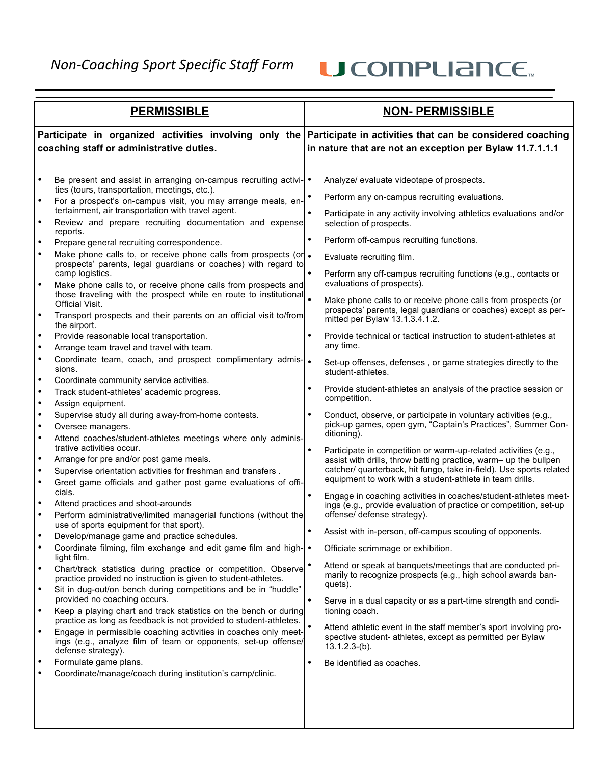# *Non-Coaching Sport Specific Staff Form*

U COMPLIANCE™

| PERMISSIBLE | NON- PERMISSIBLE |
|---|---|
| **Participate in organized activities involving only the coaching staff or administrative duties.** | **Participate in activities that can be considered coaching in nature that are not an exception per Bylaw 11.7.1.1.1** |
| • Be present and assist in arranging on-campus recruiting activities (tours, transportation, meetings, etc.).<br>• For a prospect's on-campus visit, you may arrange meals, entertainment, air transportation with travel agent.<br>• Review and prepare recruiting documentation and expense reports.<br>• Prepare general recruiting correspondence.<br>• Make phone calls to, or receive phone calls from prospects (or prospects' parents, legal guardians or coaches) with regard to camp logistics.<br>• Make phone calls to, or receive phone calls from prospects and those traveling with the prospect while en route to institutional Official Visit.<br>• Transport prospects and their parents on an official visit to/from the airport.<br>• Provide reasonable local transportation.<br>• Arrange team travel and travel with team.<br>• Coordinate team, coach, and prospect complimentary admissions.<br>• Coordinate community service activities.<br>• Track student-athletes' academic progress.<br>• Assign equipment.<br>• Supervise study all during away-from-home contests.<br>• Oversee managers.<br>• Attend coaches/student-athletes meetings where only administrative activities occur.<br>• Arrange for pre and/or post game meals.<br>• Supervise orientation activities for freshman and transfers .<br>• Greet game officials and gather post game evaluations of officials.<br>• Attend practices and shoot-arounds<br>• Perform administrative/limited managerial functions (without the use of sports equipment for that sport).<br>• Develop/manage game and practice schedules.<br>• Coordinate filming, film exchange and edit game film and highlight film.<br>• Chart/track statistics during practice or competition. Observe practice provided no instruction is given to student-athletes.<br>• Sit in dug-out/on bench during competitions and be in "huddle" provided no coaching occurs.<br>• Keep a playing chart and track statistics on the bench or during practice as long as feedback is not provided to student-athletes.<br>• Engage in permissible coaching activities in coaches only meetings (e.g., analyze film of team or opponents, set-up offense/ defense strategy).<br>• Formulate game plans.<br>• Coordinate/manage/coach during institution's camp/clinic. | • Analyze/ evaluate videotape of prospects.<br>• Perform any on-campus recruiting evaluations.<br>• Participate in any activity involving athletics evaluations and/or selection of prospects.<br>• Perform off-campus recruiting functions.<br>• Evaluate recruiting film.<br>• Perform any off-campus recruiting functions (e.g., contacts or evaluations of prospects).<br>• Make phone calls to or receive phone calls from prospects (or prospects' parents, legal guardians or coaches) except as permitted per Bylaw 13.1.3.4.1.2.<br>• Provide technical or tactical instruction to student-athletes at any time.<br>• Set-up offenses, defenses , or game strategies directly to the student-athletes.<br>• Provide student-athletes an analysis of the practice session or competition.<br>• Conduct, observe, or participate in voluntary activities (e.g., pick-up games, open gym, "Captain's Practices", Summer Conditioning).<br>• Participate in competition or warm-up-related activities (e.g., assist with drills, throw batting practice, warm– up the bullpen catcher/ quarterback, hit fungo, take in-field). Use sports related equipment to work with a student-athlete in team drills.<br>• Engage in coaching activities in coaches/student-athletes meetings (e.g., provide evaluation of practice or competition, set-up offense/ defense strategy).<br>• Assist with in-person, off-campus scouting of opponents.<br>• Officiate scrimmage or exhibition.<br>• Attend or speak at banquets/meetings that are conducted primarily to recognize prospects (e.g., high school awards banquets).<br>• Serve in a dual capacity or as a part-time strength and conditioning coach.<br>• Attend athletic event in the staff member's sport involving prospective student- athletes, except as permitted per Bylaw 13.1.2.3-(b).<br>• Be identified as coaches. |